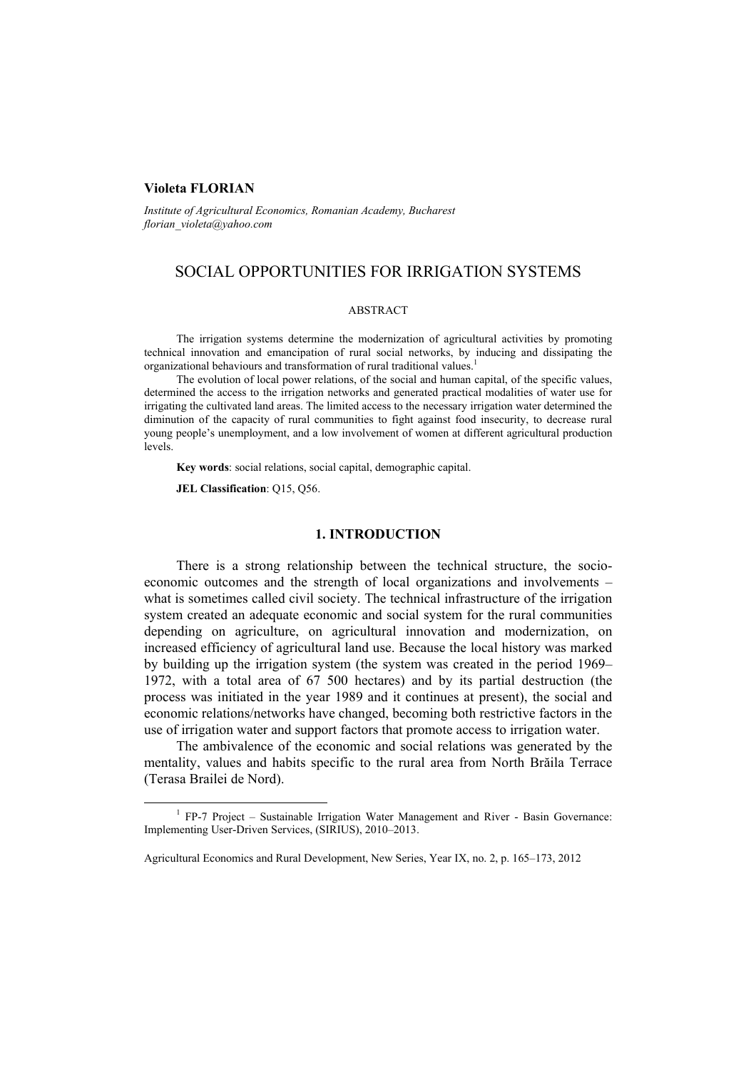**Violeta FLORIAN**

*Institute of Agricultural Economics, Romanian Academy, Bucharest*
*florian_violeta@yahoo.com*

# SOCIAL OPPORTUNITIES FOR IRRIGATION SYSTEMS

## ABSTRACT

The irrigation systems determine the modernization of agricultural activities by promoting technical innovation and emancipation of rural social networks, by inducing and dissipating the organizational behaviours and transformation of rural traditional values.[1]

The evolution of local power relations, of the social and human capital, of the specific values, determined the access to the irrigation networks and generated practical modalities of water use for irrigating the cultivated land areas. The limited access to the necessary irrigation water determined the diminution of the capacity of rural communities to fight against food insecurity, to decrease rural young people's unemployment, and a low involvement of women at different agricultural production levels.

**Key words**: social relations, social capital, demographic capital.

**JEL Classification**: Q15, Q56.

## 1. INTRODUCTION

There is a strong relationship between the technical structure, the socio-economic outcomes and the strength of local organizations and involvements – what is sometimes called civil society. The technical infrastructure of the irrigation system created an adequate economic and social system for the rural communities depending on agriculture, on agricultural innovation and modernization, on increased efficiency of agricultural land use. Because the local history was marked by building up the irrigation system (the system was created in the period 1969–1972, with a total area of 67 500 hectares) and by its partial destruction (the process was initiated in the year 1989 and it continues at present), the social and economic relations/networks have changed, becoming both restrictive factors in the use of irrigation water and support factors that promote access to irrigation water.

The ambivalence of the economic and social relations was generated by the mentality, values and habits specific to the rural area from North Brăila Terrace (Terasa Brailei de Nord).

[1] FP-7 Project – Sustainable Irrigation Water Management and River - Basin Governance: Implementing User-Driven Services, (SIRIUS), 2010–2013.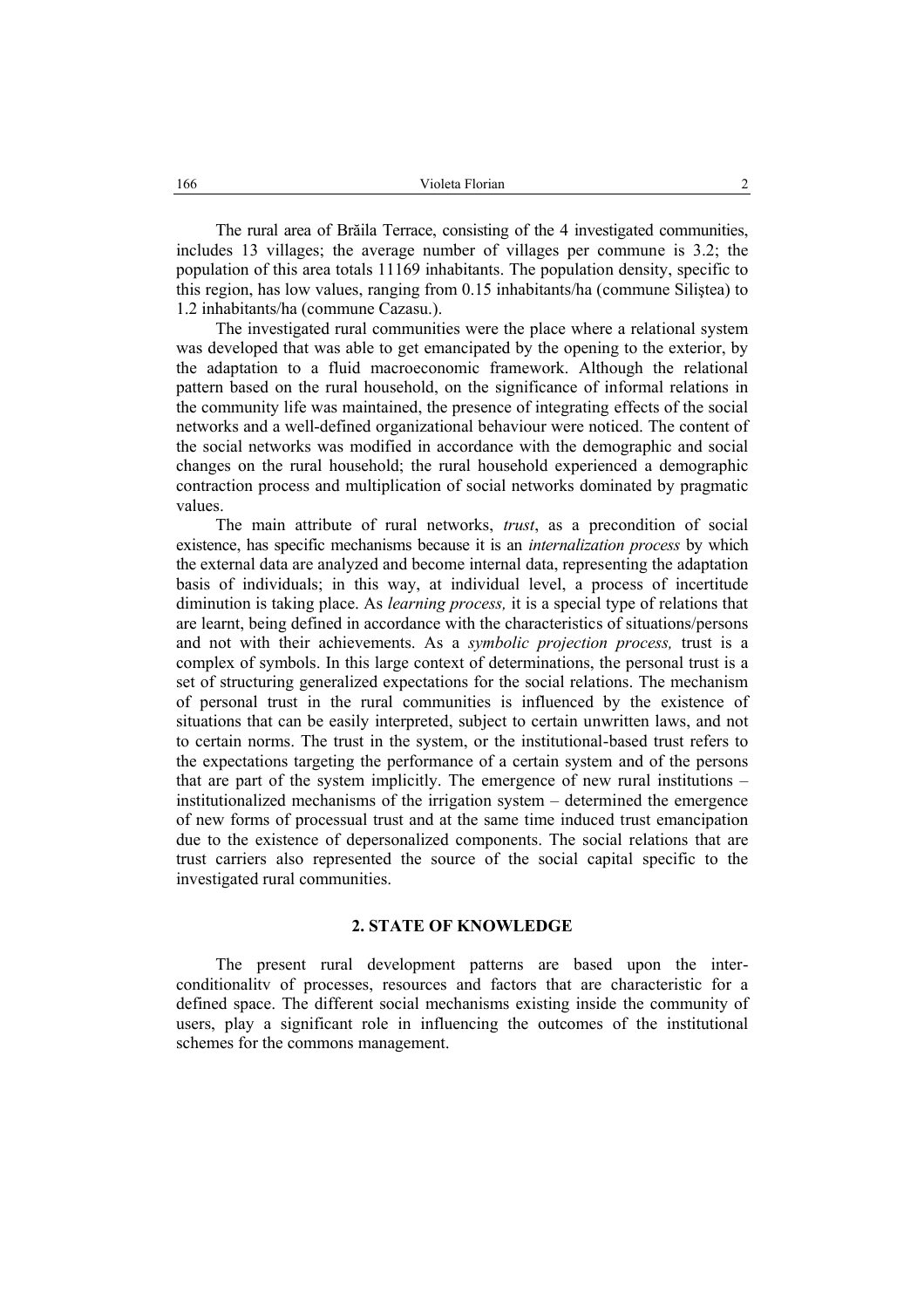The rural area of Brăila Terrace, consisting of the 4 investigated communities, includes 13 villages; the average number of villages per commune is 3.2; the population of this area totals 11169 inhabitants. The population density, specific to this region, has low values, ranging from 0.15 inhabitants/ha (commune Siliştea) to 1.2 inhabitants/ha (commune Cazasu.).

The investigated rural communities were the place where a relational system was developed that was able to get emancipated by the opening to the exterior, by the adaptation to a fluid macroeconomic framework. Although the relational pattern based on the rural household, on the significance of informal relations in the community life was maintained, the presence of integrating effects of the social networks and a well-defined organizational behaviour were noticed. The content of the social networks was modified in accordance with the demographic and social changes on the rural household; the rural household experienced a demographic contraction process and multiplication of social networks dominated by pragmatic values.

The main attribute of rural networks, *trust*, as a precondition of social existence, has specific mechanisms because it is an *internalization process* by which the external data are analyzed and become internal data, representing the adaptation basis of individuals; in this way, at individual level, a process of incertitude diminution is taking place. As *learning process,* it is a special type of relations that are learnt, being defined in accordance with the characteristics of situations/persons and not with their achievements. As a *symbolic projection process,* trust is a complex of symbols. In this large context of determinations, the personal trust is a set of structuring generalized expectations for the social relations. The mechanism of personal trust in the rural communities is influenced by the existence of situations that can be easily interpreted, subject to certain unwritten laws, and not to certain norms. The trust in the system, or the institutional-based trust refers to the expectations targeting the performance of a certain system and of the persons that are part of the system implicitly. The emergence of new rural institutions – institutionalized mechanisms of the irrigation system – determined the emergence of new forms of processual trust and at the same time induced trust emancipation due to the existence of depersonalized components. The social relations that are trust carriers also represented the source of the social capital specific to the investigated rural communities.

## 2. STATE OF KNOWLEDGE

The present rural development patterns are based upon the inter-conditionality of processes, resources and factors that are characteristic for a defined space. The different social mechanisms existing inside the community of users, play a significant role in influencing the outcomes of the institutional schemes for the commons management.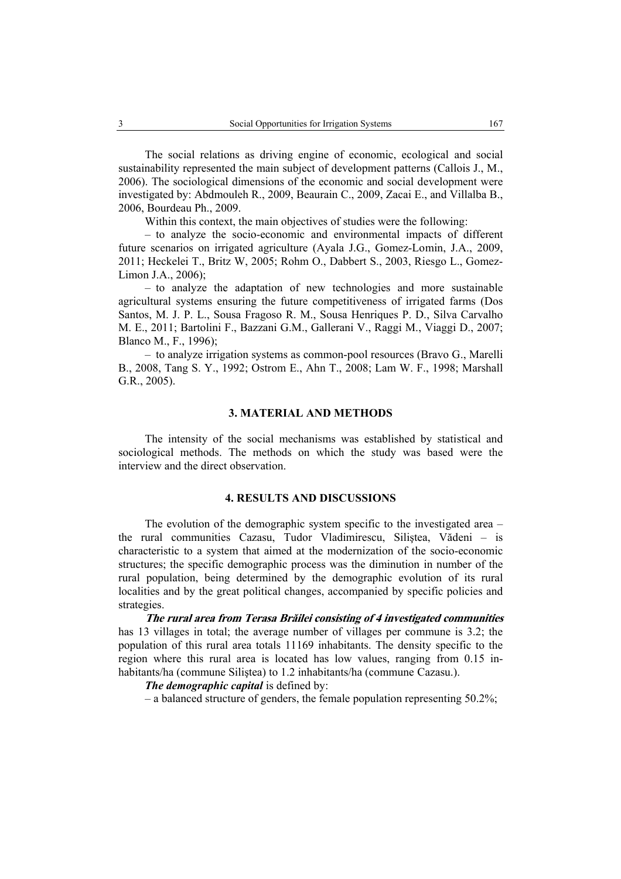The social relations as driving engine of economic, ecological and social sustainability represented the main subject of development patterns (Callois J., M., 2006). The sociological dimensions of the economic and social development were investigated by: Abdmouleh R., 2009, Beaurain C., 2009, Zacai E., and Villalba B., 2006, Bourdeau Ph., 2009.

Within this context, the main objectives of studies were the following:

– to analyze the socio-economic and environmental impacts of different future scenarios on irrigated agriculture (Ayala J.G., Gomez-Lomin, J.A., 2009, 2011; Heckelei T., Britz W, 2005; Rohm O., Dabbert S., 2003, Riesgo L., Gomez-Limon J.A., 2006);

– to analyze the adaptation of new technologies and more sustainable agricultural systems ensuring the future competitiveness of irrigated farms (Dos Santos, M. J. P. L., Sousa Fragoso R. M., Sousa Henriques P. D., Silva Carvalho M. E., 2011; Bartolini F., Bazzani G.M., Gallerani V., Raggi M., Viaggi D., 2007; Blanco M., F., 1996);

– to analyze irrigation systems as common-pool resources (Bravo G., Marelli B., 2008, Tang S. Y., 1992; Ostrom E., Ahn T., 2008; Lam W. F., 1998; Marshall G.R., 2005).

## 3. MATERIAL AND METHODS

The intensity of the social mechanisms was established by statistical and sociological methods. The methods on which the study was based were the interview and the direct observation.

## 4. RESULTS AND DISCUSSIONS

The evolution of the demographic system specific to the investigated area – the rural communities Cazasu, Tudor Vladimirescu, Siliştea, Vădeni – is characteristic to a system that aimed at the modernization of the socio-economic structures; the specific demographic process was the diminution in number of the rural population, being determined by the demographic evolution of its rural localities and by the great political changes, accompanied by specific policies and strategies.

***The rural area from Terasa Brăilei consisting of 4 investigated communities*** has 13 villages in total; the average number of villages per commune is 3.2; the population of this rural area totals 11169 inhabitants. The density specific to the region where this rural area is located has low values, ranging from 0.15 inhabitants/ha (commune Siliştea) to 1.2 inhabitants/ha (commune Cazasu.).

***The demographic capital*** is defined by:

– a balanced structure of genders, the female population representing 50.2%;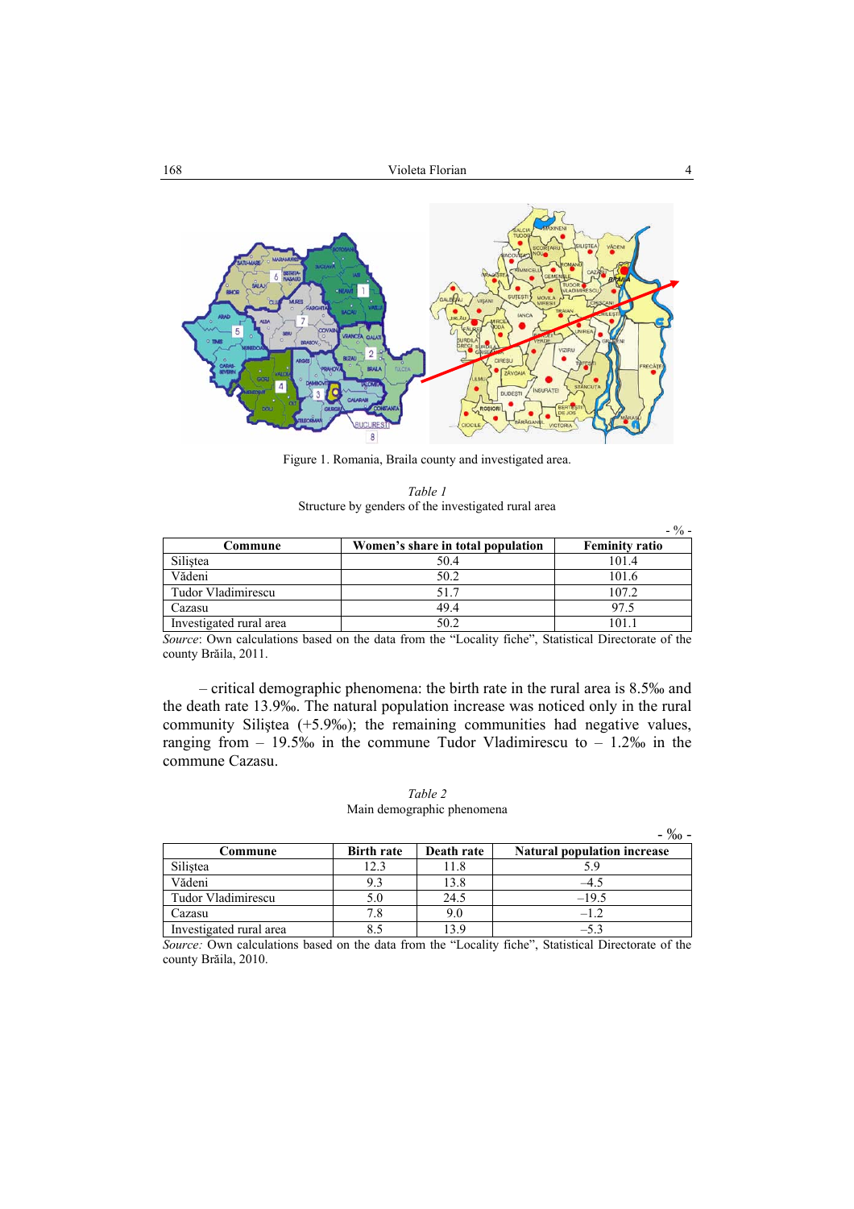Figure 1. Romania, Braila county and investigated area.

*Table 1*

Structure by genders of the investigated rural area

\- % -

| Commune | Women's share in total population | Feminity ratio |
|---|---|---|
| Siliştea | 50.4 | 101.4 |
| Vădeni | 50.2 | 101.6 |
| Tudor Vladimirescu | 51.7 | 107.2 |
| Cazasu | 49.4 | 97.5 |
| Investigated rural area | 50.2 | 101.1 |

*Source*: Own calculations based on the data from the "Locality fiche", Statistical Directorate of the county Brăila, 2011.

– critical demographic phenomena: the birth rate in the rural area is 8.5‰ and the death rate 13.9‰. The natural population increase was noticed only in the rural community Siliştea (+5.9‰); the remaining communities had negative values, ranging from – 19.5‰ in the commune Tudor Vladimirescu to – 1.2‰ in the commune Cazasu.

*Table 2*

Main demographic phenomena

\- ‰ -

| Commune | Birth rate | Death rate | Natural population increase |
|---|---|---|---|
| Siliştea | 12.3 | 11.8 | 5.9 |
| Vădeni | 9.3 | 13.8 | –4.5 |
| Tudor Vladimirescu | 5.0 | 24.5 | –19.5 |
| Cazasu | 7.8 | 9.0 | –1.2 |
| Investigated rural area | 8.5 | 13.9 | –5.3 |

*Source:* Own calculations based on the data from the "Locality fiche", Statistical Directorate of the county Brăila, 2010.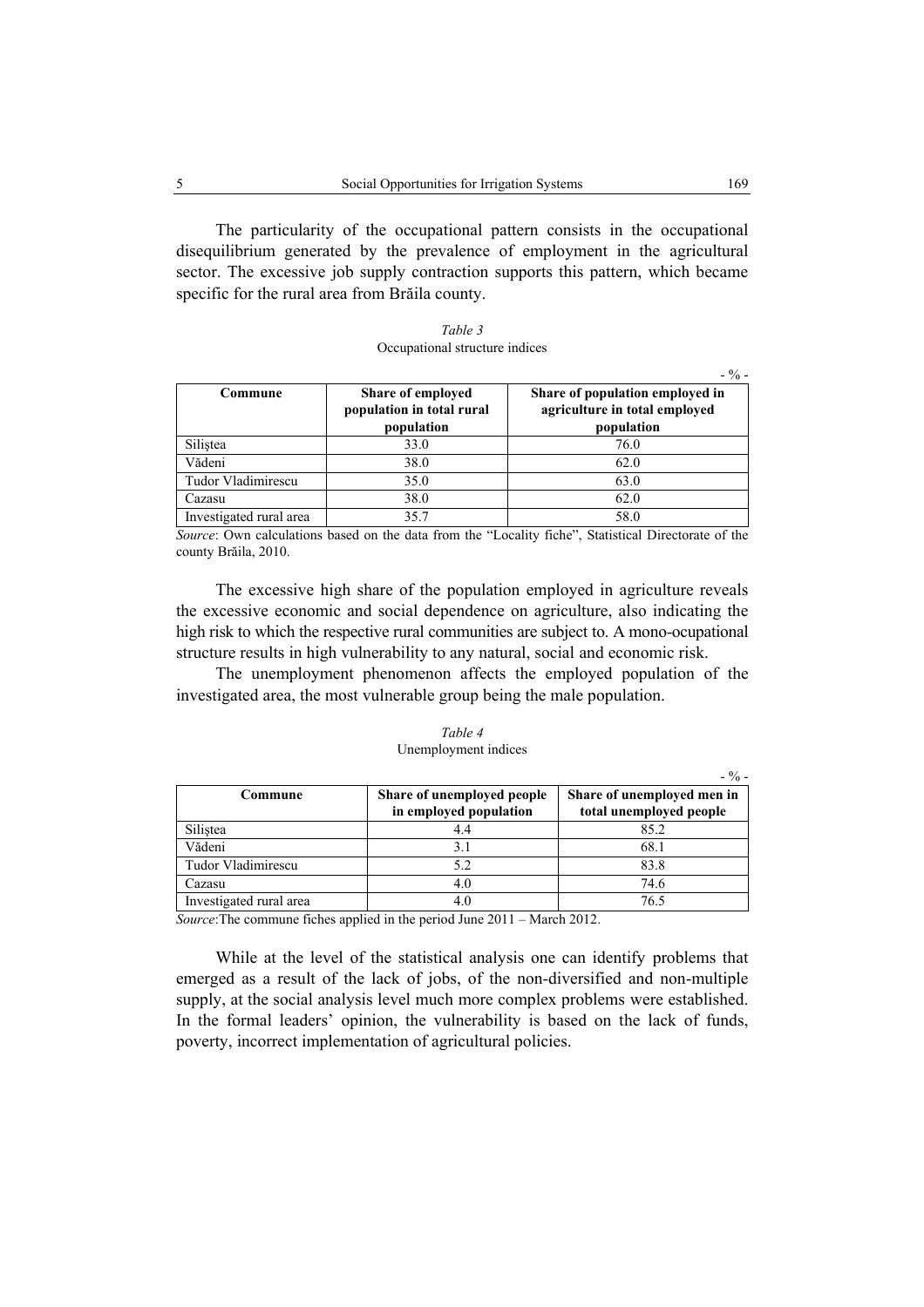The particularity of the occupational pattern consists in the occupational disequilibrium generated by the prevalence of employment in the agricultural sector. The excessive job supply contraction supports this pattern, which became specific for the rural area from Brăila county.

*Table 3*
Occupational structure indices

- % -

| Commune | Share of employed population in total rural population | Share of population employed in agriculture in total employed population |
|---|---|---|
| Siliştea | 33.0 | 76.0 |
| Vădeni | 38.0 | 62.0 |
| Tudor Vladimirescu | 35.0 | 63.0 |
| Cazasu | 38.0 | 62.0 |
| Investigated rural area | 35.7 | 58.0 |

*Source*: Own calculations based on the data from the "Locality fiche", Statistical Directorate of the county Brăila, 2010.

The excessive high share of the population employed in agriculture reveals the excessive economic and social dependence on agriculture, also indicating the high risk to which the respective rural communities are subject to. A mono-ocupational structure results in high vulnerability to any natural, social and economic risk.

The unemployment phenomenon affects the employed population of the investigated area, the most vulnerable group being the male population.

*Table 4*
Unemployment indices

- % -

| Commune | Share of unemployed people in employed population | Share of unemployed men in total unemployed people |
|---|---|---|
| Siliştea | 4.4 | 85.2 |
| Vădeni | 3.1 | 68.1 |
| Tudor Vladimirescu | 5.2 | 83.8 |
| Cazasu | 4.0 | 74.6 |
| Investigated rural area | 4.0 | 76.5 |

*Source*:The commune fiches applied in the period June 2011 – March 2012.

While at the level of the statistical analysis one can identify problems that emerged as a result of the lack of jobs, of the non-diversified and non-multiple supply, at the social analysis level much more complex problems were established. In the formal leaders' opinion, the vulnerability is based on the lack of funds, poverty, incorrect implementation of agricultural policies.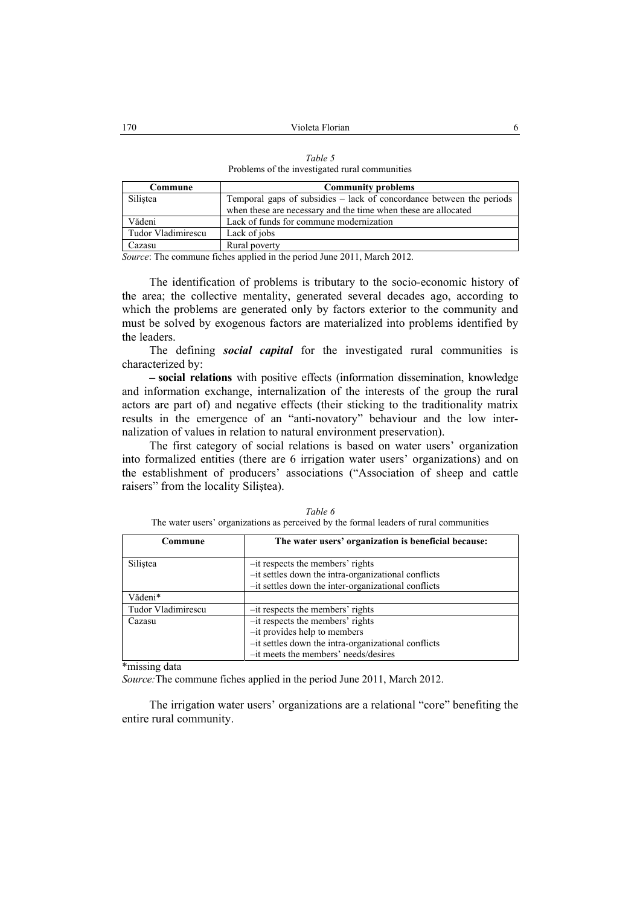*Table 5*
Problems of the investigated rural communities

| Commune | Community problems |
|---|---|
| Siliştea | Temporal gaps of subsidies – lack of concordance between the periods when these are necessary and the time when these are allocated |
| Vădeni | Lack of funds for commune modernization |
| Tudor Vladimirescu | Lack of jobs |
| Cazasu | Rural poverty |

*Source*: The commune fiches applied in the period June 2011, March 2012.

The identification of problems is tributary to the socio-economic history of the area; the collective mentality, generated several decades ago, according to which the problems are generated only by factors exterior to the community and must be solved by exogenous factors are materialized into problems identified by the leaders.

The defining ***social capital*** for the investigated rural communities is characterized by:

**– social relations** with positive effects (information dissemination, knowledge and information exchange, internalization of the interests of the group the rural actors are part of) and negative effects (their sticking to the traditionality matrix results in the emergence of an "anti-novatory" behaviour and the low internalization of values in relation to natural environment preservation).

The first category of social relations is based on water users' organization into formalized entities (there are 6 irrigation water users' organizations) and on the establishment of producers' associations ("Association of sheep and cattle raisers" from the locality Siliştea).

*Table 6*
The water users' organizations as perceived by the formal leaders of rural communities

| Commune | The water users' organization is beneficial because: |
|---|---|
| Siliştea | –it respects the members' rights<br>–it settles down the intra-organizational conflicts<br>–it settles down the inter-organizational conflicts |
| Vădeni* | |
| Tudor Vladimirescu | –it respects the members' rights |
| Cazasu | –it respects the members' rights<br>–it provides help to members<br>–it settles down the intra-organizational conflicts<br>–it meets the members' needs/desires |

*missing data

*Source:* The commune fiches applied in the period June 2011, March 2012.

The irrigation water users' organizations are a relational "core" benefiting the entire rural community.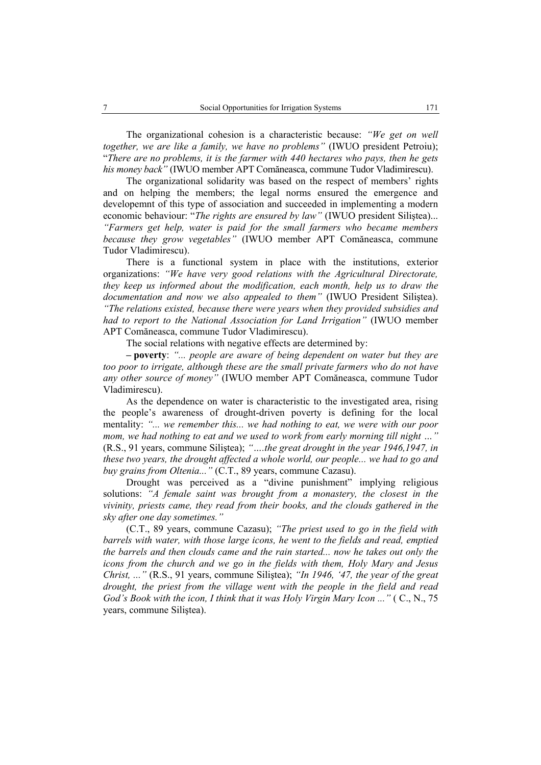The organizational cohesion is a characteristic because: *"We get on well together, we are like a family, we have no problems"* (IWUO president Petroiu); "*There are no problems, it is the farmer with 440 hectares who pays, then he gets his money back"* (IWUO member APT Comăneasca, commune Tudor Vladimirescu).

The organizational solidarity was based on the respect of members' rights and on helping the members; the legal norms ensured the emergence and developemnt of this type of association and succeeded in implementing a modern economic behaviour: "*The rights are ensured by law"* (IWUO president Siliştea)... *"Farmers get help, water is paid for the small farmers who became members because they grow vegetables"* (IWUO member APT Comăneasca, commune Tudor Vladimirescu).

There is a functional system in place with the institutions, exterior organizations: *"We have very good relations with the Agricultural Directorate, they keep us informed about the modification, each month, help us to draw the documentation and now we also appealed to them"* (IWUO President Siliştea). *"The relations existed, because there were years when they provided subsidies and had to report to the National Association for Land Irrigation"* (IWUO member APT Comăneasca, commune Tudor Vladimirescu).

The social relations with negative effects are determined by:

**– poverty**: *"... people are aware of being dependent on water but they are too poor to irrigate, although these are the small private farmers who do not have any other source of money"* (IWUO member APT Comăneasca, commune Tudor Vladimirescu).

As the dependence on water is characteristic to the investigated area, rising the people's awareness of drought-driven poverty is defining for the local mentality: *"... we remember this... we had nothing to eat, we were with our poor mom, we had nothing to eat and we used to work from early morning till night …"* (R.S., 91 years, commune Siliştea); *"….the great drought in the year 1946,1947, in these two years, the drought affected a whole world, our people... we had to go and buy grains from Oltenia..."* (C.T., 89 years, commune Cazasu).

Drought was perceived as a "divine punishment" implying religious solutions: *"A female saint was brought from a monastery, the closest in the vivinity, priests came, they read from their books, and the clouds gathered in the sky after one day sometimes."*

(C.T., 89 years, commune Cazasu); *"The priest used to go in the field with barrels with water, with those large icons, he went to the fields and read, emptied the barrels and then clouds came and the rain started... now he takes out only the icons from the church and we go in the fields with them, Holy Mary and Jesus Christ, ..."* (R.S., 91 years, commune Siliştea); *"In 1946, '47, the year of the great drought, the priest from the village went with the people in the field and read God's Book with the icon, I think that it was Holy Virgin Mary Icon ..."* ( C., N., 75 years, commune Siliştea).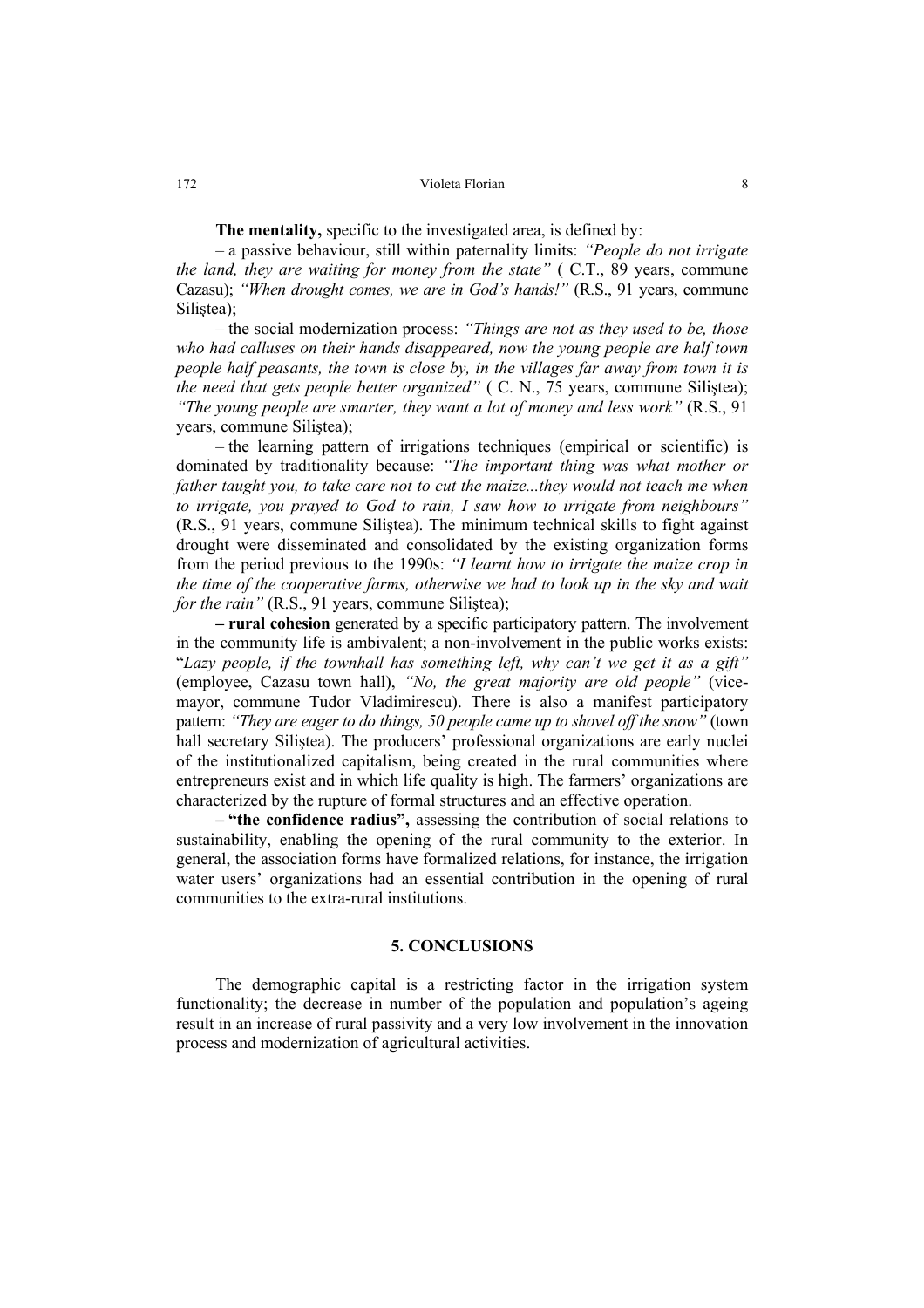**The mentality,** specific to the investigated area, is defined by:

– a passive behaviour, still within paternality limits: *"People do not irrigate the land, they are waiting for money from the state"* ( C.T., 89 years, commune Cazasu); *"When drought comes, we are in God's hands!"* (R.S., 91 years, commune Siliştea);

– the social modernization process: *"Things are not as they used to be, those who had calluses on their hands disappeared, now the young people are half town people half peasants, the town is close by, in the villages far away from town it is the need that gets people better organized"* ( C. N., 75 years, commune Siliştea); *"The young people are smarter, they want a lot of money and less work"* (R.S., 91 years, commune Siliştea);

– the learning pattern of irrigations techniques (empirical or scientific) is dominated by traditionality because: *"The important thing was what mother or father taught you, to take care not to cut the maize...they would not teach me when to irrigate, you prayed to God to rain, I saw how to irrigate from neighbours"* (R.S., 91 years, commune Siliştea). The minimum technical skills to fight against drought were disseminated and consolidated by the existing organization forms from the period previous to the 1990s: *"I learnt how to irrigate the maize crop in the time of the cooperative farms, otherwise we had to look up in the sky and wait for the rain"* (R.S., 91 years, commune Siliştea);

**– rural cohesion** generated by a specific participatory pattern. The involvement in the community life is ambivalent; a non-involvement in the public works exists: "*Lazy people, if the townhall has something left, why can't we get it as a gift"* (employee, Cazasu town hall), *"No, the great majority are old people"* (vice-mayor, commune Tudor Vladimirescu). There is also a manifest participatory pattern: *"They are eager to do things, 50 people came up to shovel off the snow"* (town hall secretary Siliştea). The producers' professional organizations are early nuclei of the institutionalized capitalism, being created in the rural communities where entrepreneurs exist and in which life quality is high. The farmers' organizations are characterized by the rupture of formal structures and an effective operation.

**– "the confidence radius",** assessing the contribution of social relations to sustainability, enabling the opening of the rural community to the exterior. In general, the association forms have formalized relations, for instance, the irrigation water users' organizations had an essential contribution in the opening of rural communities to the extra-rural institutions.

## 5. CONCLUSIONS

The demographic capital is a restricting factor in the irrigation system functionality; the decrease in number of the population and population's ageing result in an increase of rural passivity and a very low involvement in the innovation process and modernization of agricultural activities.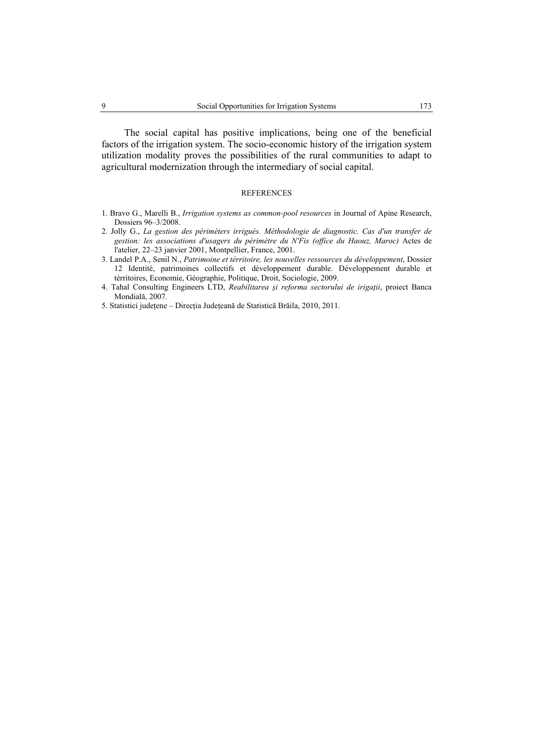The social capital has positive implications, being one of the beneficial factors of the irrigation system. The socio-economic history of the irrigation system utilization modality proves the possibilities of the rural communities to adapt to agricultural modernization through the intermediary of social capital.

## REFERENCES

1. Bravo G., Marelli B., *Irrigation systems as common-pool resources* in Journal of Apine Research, Dossiers 96–3/2008.
2. Jolly G., *La gestion des périmèters irrigués. Méthodologie de diagnostic. Cas d'un transfer de gestion: les associations d'usagers du périmètre du N'Fis (office du Haouz, Maroc)* Actes de l'atelier, 22–23 janvier 2001, Montpellier, France, 2001.
3. Landel P.A., Senil N., *Patrimoine et térritoire, les nouvelles ressources du développement*, Dossier 12 Identité, patrimoines collectifs et développement durable. Développement durable et térritoires, Economie, Géographie, Politique, Droit, Sociologie, 2009.
4. Tahal Consulting Engineers LTD, *Reabilitarea şi reforma sectorului de irigații*, proiect Banca Mondială, 2007.
5. Statistici județene – Direcția Județeană de Statistică Brăila, 2010, 2011.